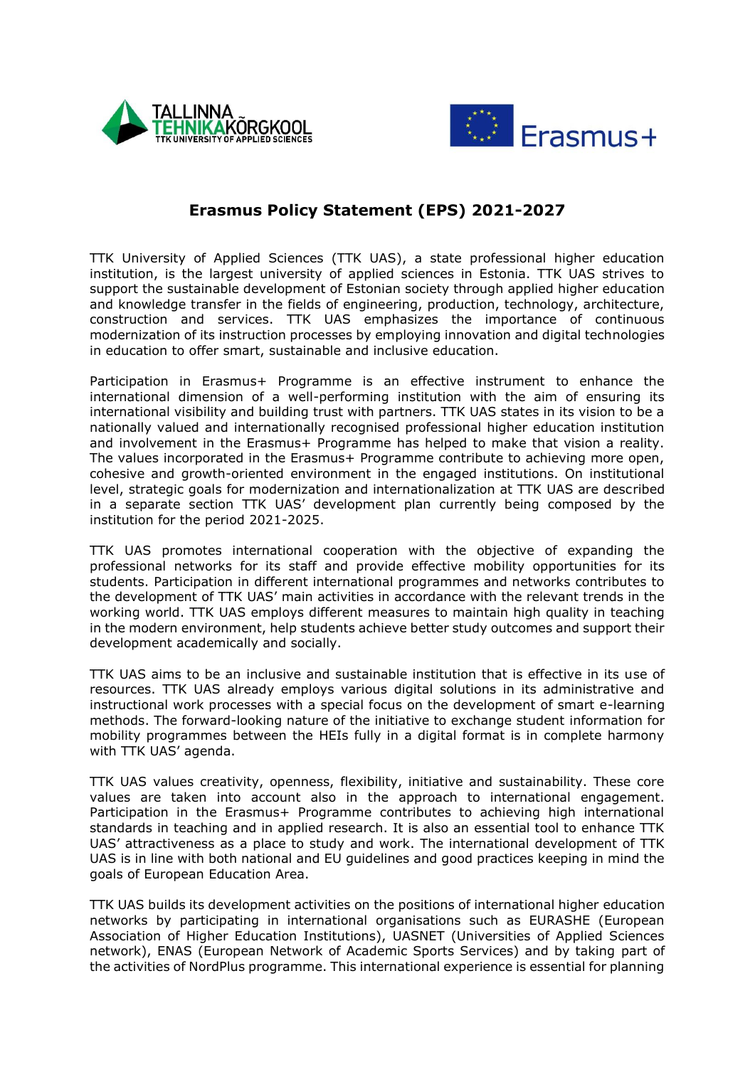# Erasmus Policy Statement (EPS) 2021-2027

TTK University of Applied Sciences (TTK UAS), a state professional higher education institution, is the largest university of applied sciences in Estonia. TTK UAS strives to support the sustainable development of Estonian society through applied higher education and knowledge transfer in the fields of engineering, production, technology, architecture, construction and services. TTK UAS emphasizes the importance of continuous modernization of its instruction processes by employing innovation and digital technologies in education to offer smart, sustainable and inclusive education.

Participation in Erasmus+ Programme is an effective instrument to enhance the international dimension of a well-performing institution with the aim of ensuring its international visibility and building trust with partners. TTK UAS states in its vision to be a nationally valued and internationally recognised professional higher education institution and involvement in the Erasmus+ Programme has helped to make that vision a reality. The values incorporated in the Erasmus+ Programme contribute to achieving more open, cohesive and growth-oriented environment in the engaged institutions. On institutional level, strategic goals for modernization and internationalization at TTK UAS are described in a separate section TTK UAS' development plan currently being composed by the institution for the period 2021-2025.

TTK UAS promotes international cooperation with the objective of expanding the professional networks for its staff and provide effective mobility opportunities for its students. Participation in different international programmes and networks contributes to the development of TTK UAS' main activities in accordance with the relevant trends in the working world. TTK UAS employs different measures to maintain high quality in teaching in the modern environment, help students achieve better study outcomes and support their development academically and socially.

TTK UAS aims to be an inclusive and sustainable institution that is effective in its use of resources. TTK UAS already employs various digital solutions in its administrative and instructional work processes with a special focus on the development of smart e-learning methods. The forward-looking nature of the initiative to exchange student information for mobility programmes between the HEIs fully in a digital format is in complete harmony with TTK UAS' agenda.

TTK UAS values creativity, openness, flexibility, initiative and sustainability. These core values are taken into account also in the approach to international engagement. Participation in the Erasmus+ Programme contributes to achieving high international standards in teaching and in applied research. It is also an essential tool to enhance TTK UAS' attractiveness as a place to study and work. The international development of TTK UAS is in line with both national and EU guidelines and good practices keeping in mind the goals of European Education Area.

TTK UAS builds its development activities on the positions of international higher education networks by participating in international organisations such as EURASHE (European Association of Higher Education Institutions), UASNET (Universities of Applied Sciences network), ENAS (European Network of Academic Sports Services) and by taking part of the activities of NordPlus programme. This international experience is essential for planning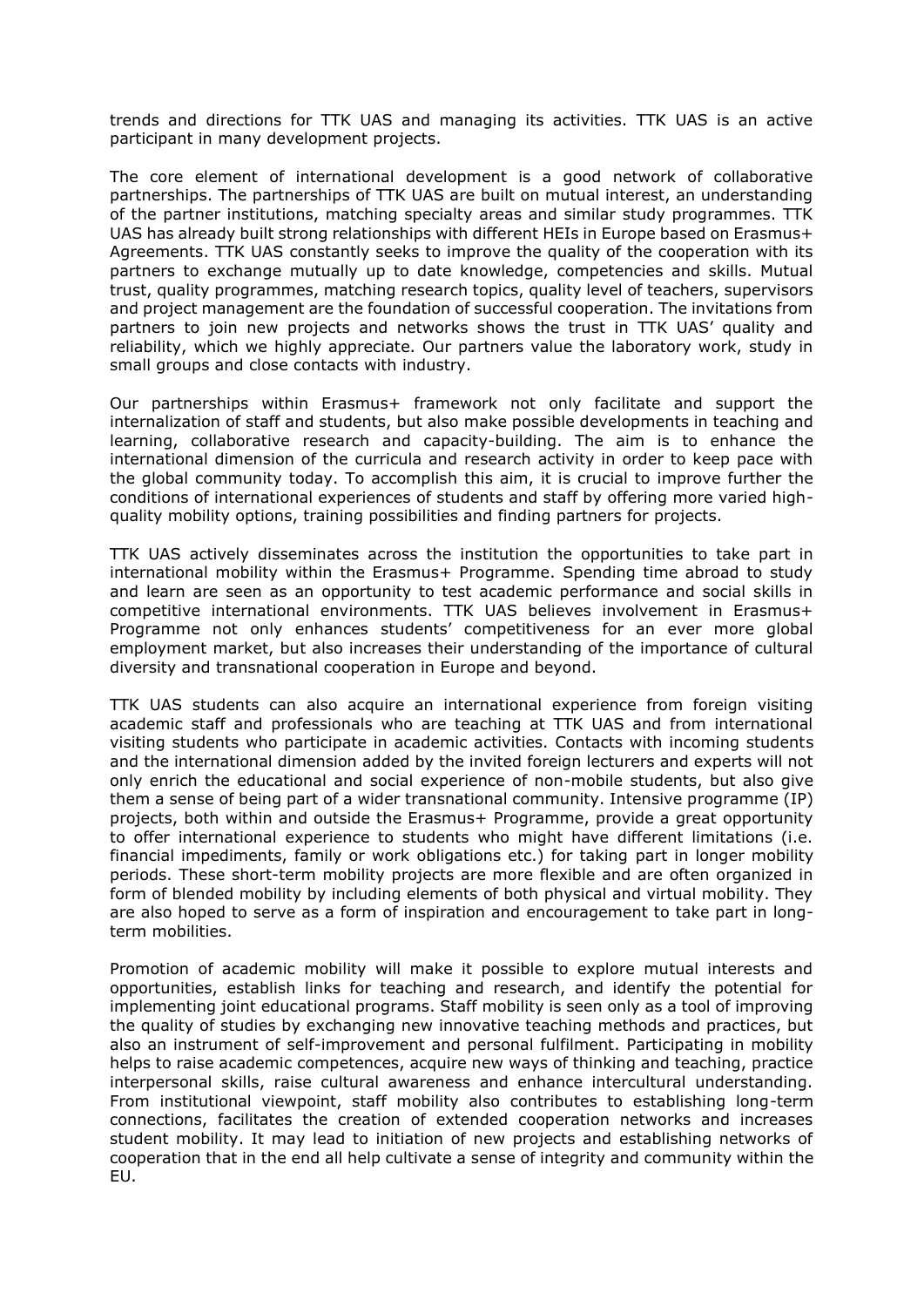trends and directions for TTK UAS and managing its activities. TTK UAS is an active participant in many development projects.

The core element of international development is a good network of collaborative partnerships. The partnerships of TTK UAS are built on mutual interest, an understanding of the partner institutions, matching specialty areas and similar study programmes. TTK UAS has already built strong relationships with different HEIs in Europe based on Erasmus+ Agreements. TTK UAS constantly seeks to improve the quality of the cooperation with its partners to exchange mutually up to date knowledge, competencies and skills. Mutual trust, quality programmes, matching research topics, quality level of teachers, supervisors and project management are the foundation of successful cooperation. The invitations from partners to join new projects and networks shows the trust in TTK UAS' quality and reliability, which we highly appreciate. Our partners value the laboratory work, study in small groups and close contacts with industry.

Our partnerships within Erasmus+ framework not only facilitate and support the internalization of staff and students, but also make possible developments in teaching and learning, collaborative research and capacity-building. The aim is to enhance the international dimension of the curricula and research activity in order to keep pace with the global community today. To accomplish this aim, it is crucial to improve further the conditions of international experiences of students and staff by offering more varied high-quality mobility options, training possibilities and finding partners for projects.

TTK UAS actively disseminates across the institution the opportunities to take part in international mobility within the Erasmus+ Programme. Spending time abroad to study and learn are seen as an opportunity to test academic performance and social skills in competitive international environments. TTK UAS believes involvement in Erasmus+ Programme not only enhances students' competitiveness for an ever more global employment market, but also increases their understanding of the importance of cultural diversity and transnational cooperation in Europe and beyond.

TTK UAS students can also acquire an international experience from foreign visiting academic staff and professionals who are teaching at TTK UAS and from international visiting students who participate in academic activities. Contacts with incoming students and the international dimension added by the invited foreign lecturers and experts will not only enrich the educational and social experience of non-mobile students, but also give them a sense of being part of a wider transnational community. Intensive programme (IP) projects, both within and outside the Erasmus+ Programme, provide a great opportunity to offer international experience to students who might have different limitations (i.e. financial impediments, family or work obligations etc.) for taking part in longer mobility periods. These short-term mobility projects are more flexible and are often organized in form of blended mobility by including elements of both physical and virtual mobility. They are also hoped to serve as a form of inspiration and encouragement to take part in long-term mobilities.

Promotion of academic mobility will make it possible to explore mutual interests and opportunities, establish links for teaching and research, and identify the potential for implementing joint educational programs. Staff mobility is seen only as a tool of improving the quality of studies by exchanging new innovative teaching methods and practices, but also an instrument of self-improvement and personal fulfilment. Participating in mobility helps to raise academic competences, acquire new ways of thinking and teaching, practice interpersonal skills, raise cultural awareness and enhance intercultural understanding. From institutional viewpoint, staff mobility also contributes to establishing long-term connections, facilitates the creation of extended cooperation networks and increases student mobility. It may lead to initiation of new projects and establishing networks of cooperation that in the end all help cultivate a sense of integrity and community within the EU.